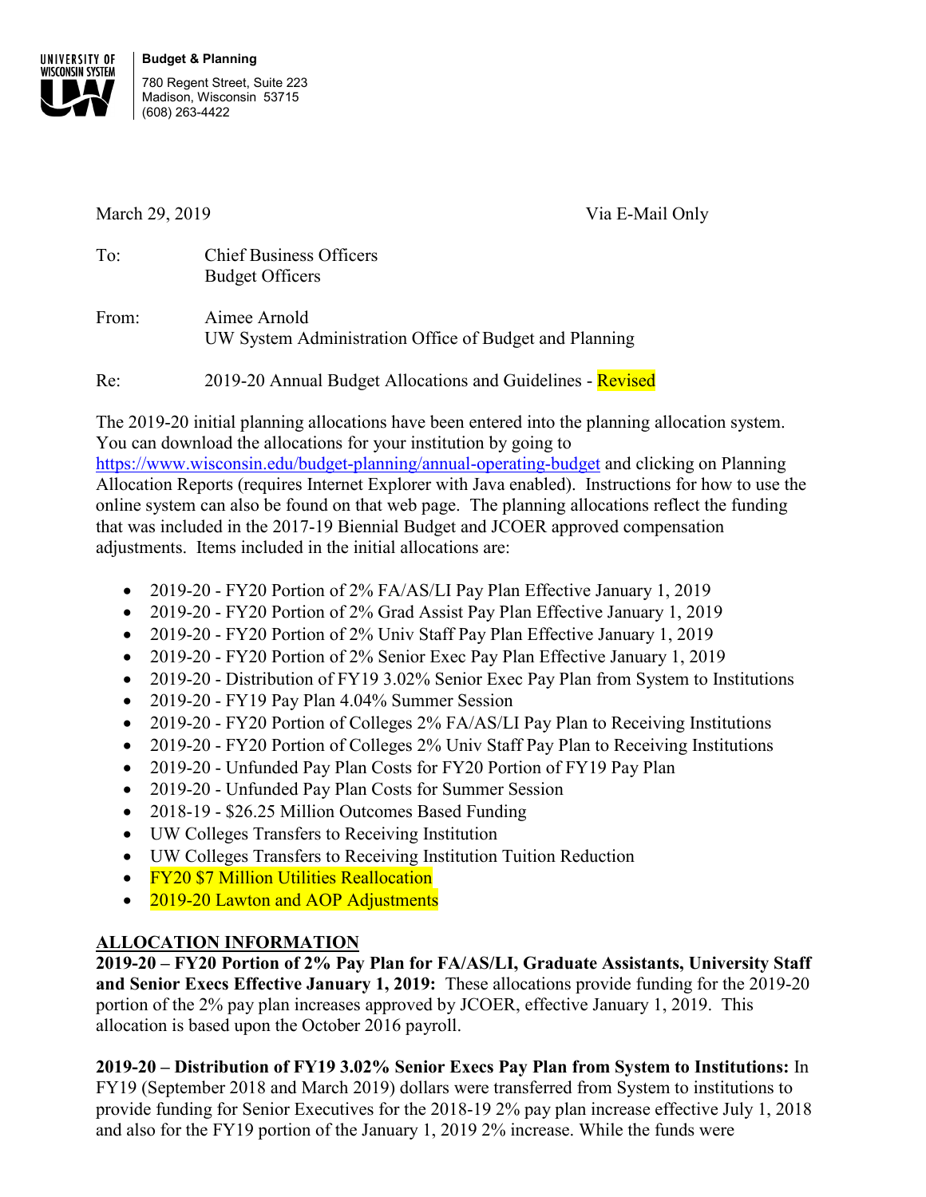**UNIVERSITY OF WISCONSIN SYSTEM**

**Budget & Planning**
780 Regent Street, Suite 223
Madison, Wisconsin 53715
(608) 263-4422

March 29, 2019 Via E-Mail Only

To: Chief Business Officers
Budget Officers

From: Aimee Arnold
UW System Administration Office of Budget and Planning

Re: 2019-20 Annual Budget Allocations and Guidelines - Revised

The 2019-20 initial planning allocations have been entered into the planning allocation system. You can download the allocations for your institution by going to https://www.wisconsin.edu/budget-planning/annual-operating-budget and clicking on Planning Allocation Reports (requires Internet Explorer with Java enabled). Instructions for how to use the online system can also be found on that web page. The planning allocations reflect the funding that was included in the 2017-19 Biennial Budget and JCOER approved compensation adjustments. Items included in the initial allocations are:

- 2019-20 - FY20 Portion of 2% FA/AS/LI Pay Plan Effective January 1, 2019
- 2019-20 - FY20 Portion of 2% Grad Assist Pay Plan Effective January 1, 2019
- 2019-20 - FY20 Portion of 2% Univ Staff Pay Plan Effective January 1, 2019
- 2019-20 - FY20 Portion of 2% Senior Exec Pay Plan Effective January 1, 2019
- 2019-20 - Distribution of FY19 3.02% Senior Exec Pay Plan from System to Institutions
- 2019-20 - FY19 Pay Plan 4.04% Summer Session
- 2019-20 - FY20 Portion of Colleges 2% FA/AS/LI Pay Plan to Receiving Institutions
- 2019-20 - FY20 Portion of Colleges 2% Univ Staff Pay Plan to Receiving Institutions
- 2019-20 - Unfunded Pay Plan Costs for FY20 Portion of FY19 Pay Plan
- 2019-20 - Unfunded Pay Plan Costs for Summer Session
- 2018-19 - $26.25 Million Outcomes Based Funding
- UW Colleges Transfers to Receiving Institution
- UW Colleges Transfers to Receiving Institution Tuition Reduction
- FY20 $7 Million Utilities Reallocation
- 2019-20 Lawton and AOP Adjustments

## ALLOCATION INFORMATION

**2019-20 – FY20 Portion of 2% Pay Plan for FA/AS/LI, Graduate Assistants, University Staff and Senior Execs Effective January 1, 2019:** These allocations provide funding for the 2019-20 portion of the 2% pay plan increases approved by JCOER, effective January 1, 2019. This allocation is based upon the October 2016 payroll.

**2019-20 – Distribution of FY19 3.02% Senior Execs Pay Plan from System to Institutions:** In FY19 (September 2018 and March 2019) dollars were transferred from System to institutions to provide funding for Senior Executives for the 2018-19 2% pay plan increase effective July 1, 2018 and also for the FY19 portion of the January 1, 2019 2% increase. While the funds were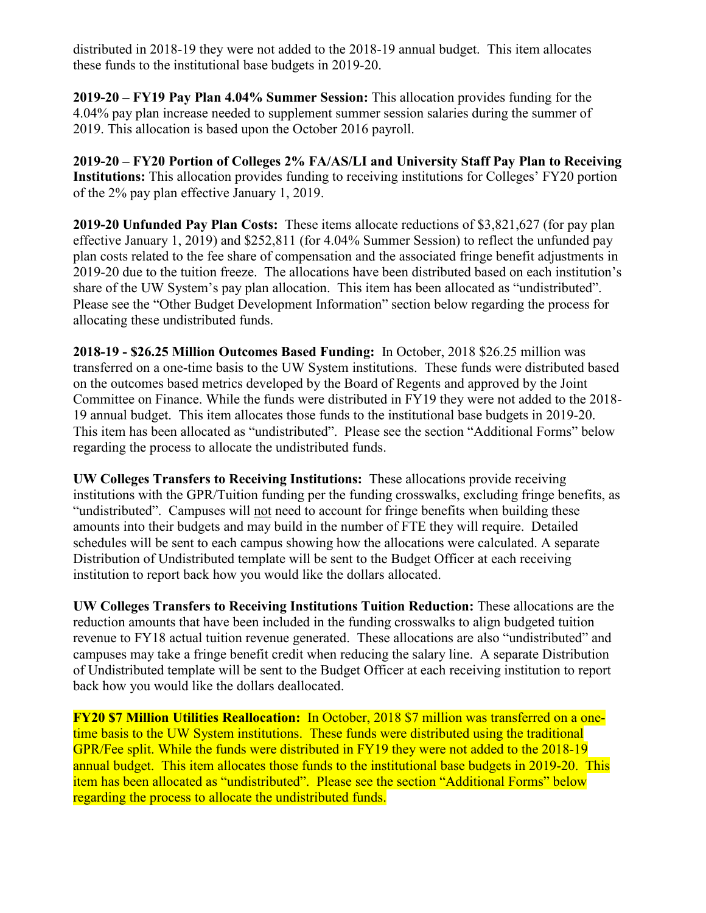distributed in 2018-19 they were not added to the 2018-19 annual budget. This item allocates these funds to the institutional base budgets in 2019-20.

**2019-20 – FY19 Pay Plan 4.04% Summer Session:** This allocation provides funding for the 4.04% pay plan increase needed to supplement summer session salaries during the summer of 2019. This allocation is based upon the October 2016 payroll.

**2019-20 – FY20 Portion of Colleges 2% FA/AS/LI and University Staff Pay Plan to Receiving Institutions:** This allocation provides funding to receiving institutions for Colleges' FY20 portion of the 2% pay plan effective January 1, 2019.

**2019-20 Unfunded Pay Plan Costs:** These items allocate reductions of $3,821,627 (for pay plan effective January 1, 2019) and $252,811 (for 4.04% Summer Session) to reflect the unfunded pay plan costs related to the fee share of compensation and the associated fringe benefit adjustments in 2019-20 due to the tuition freeze. The allocations have been distributed based on each institution's share of the UW System's pay plan allocation. This item has been allocated as "undistributed". Please see the "Other Budget Development Information" section below regarding the process for allocating these undistributed funds.

**2018-19 - $26.25 Million Outcomes Based Funding:** In October, 2018 $26.25 million was transferred on a one-time basis to the UW System institutions. These funds were distributed based on the outcomes based metrics developed by the Board of Regents and approved by the Joint Committee on Finance. While the funds were distributed in FY19 they were not added to the 2018-19 annual budget. This item allocates those funds to the institutional base budgets in 2019-20. This item has been allocated as "undistributed". Please see the section "Additional Forms" below regarding the process to allocate the undistributed funds.

**UW Colleges Transfers to Receiving Institutions:** These allocations provide receiving institutions with the GPR/Tuition funding per the funding crosswalks, excluding fringe benefits, as "undistributed". Campuses will not need to account for fringe benefits when building these amounts into their budgets and may build in the number of FTE they will require. Detailed schedules will be sent to each campus showing how the allocations were calculated. A separate Distribution of Undistributed template will be sent to the Budget Officer at each receiving institution to report back how you would like the dollars allocated.

**UW Colleges Transfers to Receiving Institutions Tuition Reduction:** These allocations are the reduction amounts that have been included in the funding crosswalks to align budgeted tuition revenue to FY18 actual tuition revenue generated. These allocations are also "undistributed" and campuses may take a fringe benefit credit when reducing the salary line. A separate Distribution of Undistributed template will be sent to the Budget Officer at each receiving institution to report back how you would like the dollars deallocated.

**FY20 $7 Million Utilities Reallocation:** In October, 2018 $7 million was transferred on a one-time basis to the UW System institutions. These funds were distributed using the traditional GPR/Fee split. While the funds were distributed in FY19 they were not added to the 2018-19 annual budget. This item allocates those funds to the institutional base budgets in 2019-20. This item has been allocated as "undistributed". Please see the section "Additional Forms" below regarding the process to allocate the undistributed funds.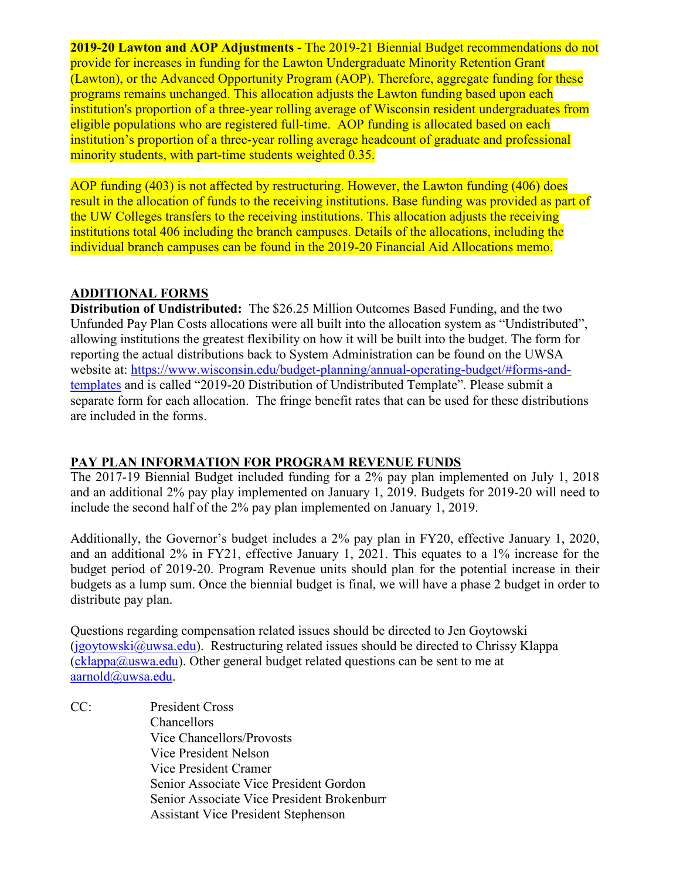**2019-20 Lawton and AOP Adjustments -** The 2019-21 Biennial Budget recommendations do not provide for increases in funding for the Lawton Undergraduate Minority Retention Grant (Lawton), or the Advanced Opportunity Program (AOP). Therefore, aggregate funding for these programs remains unchanged. This allocation adjusts the Lawton funding based upon each institution's proportion of a three-year rolling average of Wisconsin resident undergraduates from eligible populations who are registered full-time. AOP funding is allocated based on each institution's proportion of a three-year rolling average headcount of graduate and professional minority students, with part-time students weighted 0.35.

AOP funding (403) is not affected by restructuring. However, the Lawton funding (406) does result in the allocation of funds to the receiving institutions. Base funding was provided as part of the UW Colleges transfers to the receiving institutions. This allocation adjusts the receiving institutions total 406 including the branch campuses. Details of the allocations, including the individual branch campuses can be found in the 2019-20 Financial Aid Allocations memo.

## ADDITIONAL FORMS

**Distribution of Undistributed:** The $26.25 Million Outcomes Based Funding, and the two Unfunded Pay Plan Costs allocations were all built into the allocation system as "Undistributed", allowing institutions the greatest flexibility on how it will be built into the budget. The form for reporting the actual distributions back to System Administration can be found on the UWSA website at: https://www.wisconsin.edu/budget-planning/annual-operating-budget/#forms-and-templates and is called "2019-20 Distribution of Undistributed Template". Please submit a separate form for each allocation. The fringe benefit rates that can be used for these distributions are included in the forms.

## PAY PLAN INFORMATION FOR PROGRAM REVENUE FUNDS

The 2017-19 Biennial Budget included funding for a 2% pay plan implemented on July 1, 2018 and an additional 2% pay play implemented on January 1, 2019. Budgets for 2019-20 will need to include the second half of the 2% pay plan implemented on January 1, 2019.

Additionally, the Governor's budget includes a 2% pay plan in FY20, effective January 1, 2020, and an additional 2% in FY21, effective January 1, 2021. This equates to a 1% increase for the budget period of 2019-20. Program Revenue units should plan for the potential increase in their budgets as a lump sum. Once the biennial budget is final, we will have a phase 2 budget in order to distribute pay plan.

Questions regarding compensation related issues should be directed to Jen Goytowski (jgoytowski@uwsa.edu). Restructuring related issues should be directed to Chrissy Klappa (cklappa@uswa.edu). Other general budget related questions can be sent to me at aarnold@uwsa.edu.

CC: President Cross
Chancellors
Vice Chancellors/Provosts
Vice President Nelson
Vice President Cramer
Senior Associate Vice President Gordon
Senior Associate Vice President Brokenburr
Assistant Vice President Stephenson